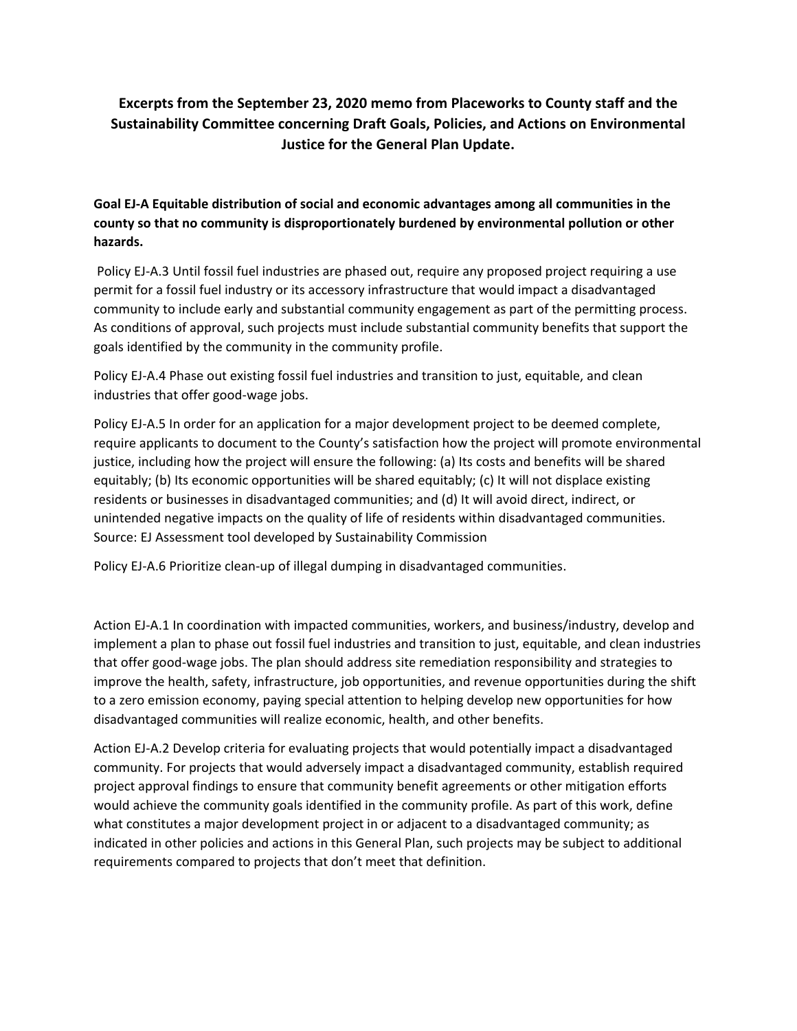# Excerpts from the September 23, 2020 memo from Placeworks to County staff and the Sustainability Committee concerning Draft Goals, Policies, and Actions on Environmental Justice for the General Plan Update.

**Goal EJ-A Equitable distribution of social and economic advantages among all communities in the county so that no community is disproportionately burdened by environmental pollution or other hazards.**

Policy EJ-A.3 Until fossil fuel industries are phased out, require any proposed project requiring a use permit for a fossil fuel industry or its accessory infrastructure that would impact a disadvantaged community to include early and substantial community engagement as part of the permitting process. As conditions of approval, such projects must include substantial community benefits that support the goals identified by the community in the community profile.

Policy EJ-A.4 Phase out existing fossil fuel industries and transition to just, equitable, and clean industries that offer good-wage jobs.

Policy EJ-A.5 In order for an application for a major development project to be deemed complete, require applicants to document to the County's satisfaction how the project will promote environmental justice, including how the project will ensure the following: (a) Its costs and benefits will be shared equitably; (b) Its economic opportunities will be shared equitably; (c) It will not displace existing residents or businesses in disadvantaged communities; and (d) It will avoid direct, indirect, or unintended negative impacts on the quality of life of residents within disadvantaged communities. Source: EJ Assessment tool developed by Sustainability Commission

Policy EJ-A.6 Prioritize clean-up of illegal dumping in disadvantaged communities.

Action EJ-A.1 In coordination with impacted communities, workers, and business/industry, develop and implement a plan to phase out fossil fuel industries and transition to just, equitable, and clean industries that offer good-wage jobs. The plan should address site remediation responsibility and strategies to improve the health, safety, infrastructure, job opportunities, and revenue opportunities during the shift to a zero emission economy, paying special attention to helping develop new opportunities for how disadvantaged communities will realize economic, health, and other benefits.

Action EJ-A.2 Develop criteria for evaluating projects that would potentially impact a disadvantaged community. For projects that would adversely impact a disadvantaged community, establish required project approval findings to ensure that community benefit agreements or other mitigation efforts would achieve the community goals identified in the community profile. As part of this work, define what constitutes a major development project in or adjacent to a disadvantaged community; as indicated in other policies and actions in this General Plan, such projects may be subject to additional requirements compared to projects that don't meet that definition.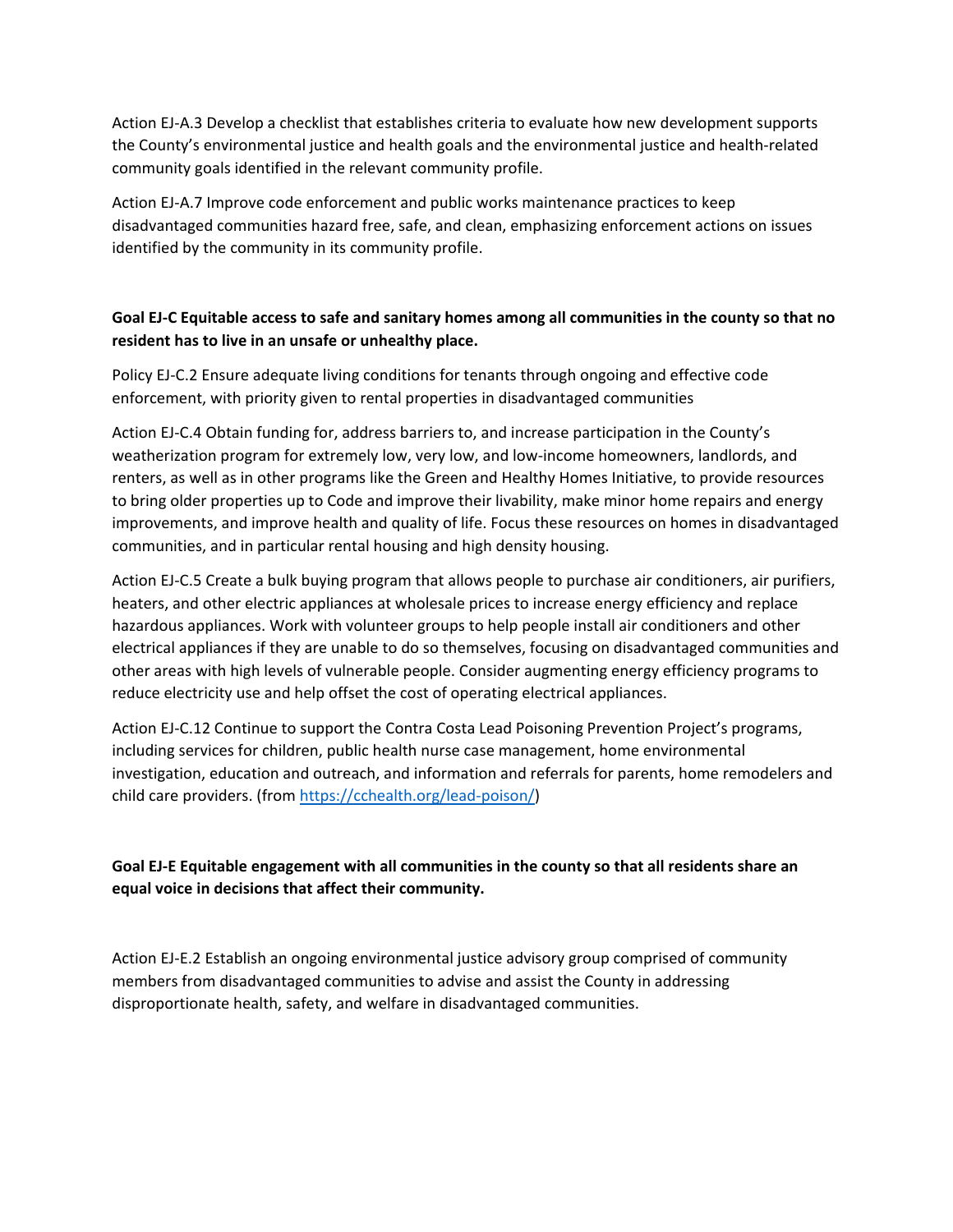Action EJ-A.3 Develop a checklist that establishes criteria to evaluate how new development supports the County's environmental justice and health goals and the environmental justice and health-related community goals identified in the relevant community profile.

Action EJ-A.7 Improve code enforcement and public works maintenance practices to keep disadvantaged communities hazard free, safe, and clean, emphasizing enforcement actions on issues identified by the community in its community profile.

**Goal EJ-C Equitable access to safe and sanitary homes among all communities in the county so that no resident has to live in an unsafe or unhealthy place.**

Policy EJ-C.2 Ensure adequate living conditions for tenants through ongoing and effective code enforcement, with priority given to rental properties in disadvantaged communities

Action EJ-C.4 Obtain funding for, address barriers to, and increase participation in the County's weatherization program for extremely low, very low, and low-income homeowners, landlords, and renters, as well as in other programs like the Green and Healthy Homes Initiative, to provide resources to bring older properties up to Code and improve their livability, make minor home repairs and energy improvements, and improve health and quality of life. Focus these resources on homes in disadvantaged communities, and in particular rental housing and high density housing.

Action EJ-C.5 Create a bulk buying program that allows people to purchase air conditioners, air purifiers, heaters, and other electric appliances at wholesale prices to increase energy efficiency and replace hazardous appliances. Work with volunteer groups to help people install air conditioners and other electrical appliances if they are unable to do so themselves, focusing on disadvantaged communities and other areas with high levels of vulnerable people. Consider augmenting energy efficiency programs to reduce electricity use and help offset the cost of operating electrical appliances.

Action EJ-C.12 Continue to support the Contra Costa Lead Poisoning Prevention Project's programs, including services for children, public health nurse case management, home environmental investigation, education and outreach, and information and referrals for parents, home remodelers and child care providers. (from [https://cchealth.org/lead-poison/](https://cchealth.org/lead-poison/))

**Goal EJ-E Equitable engagement with all communities in the county so that all residents share an equal voice in decisions that affect their community.**

Action EJ-E.2 Establish an ongoing environmental justice advisory group comprised of community members from disadvantaged communities to advise and assist the County in addressing disproportionate health, safety, and welfare in disadvantaged communities.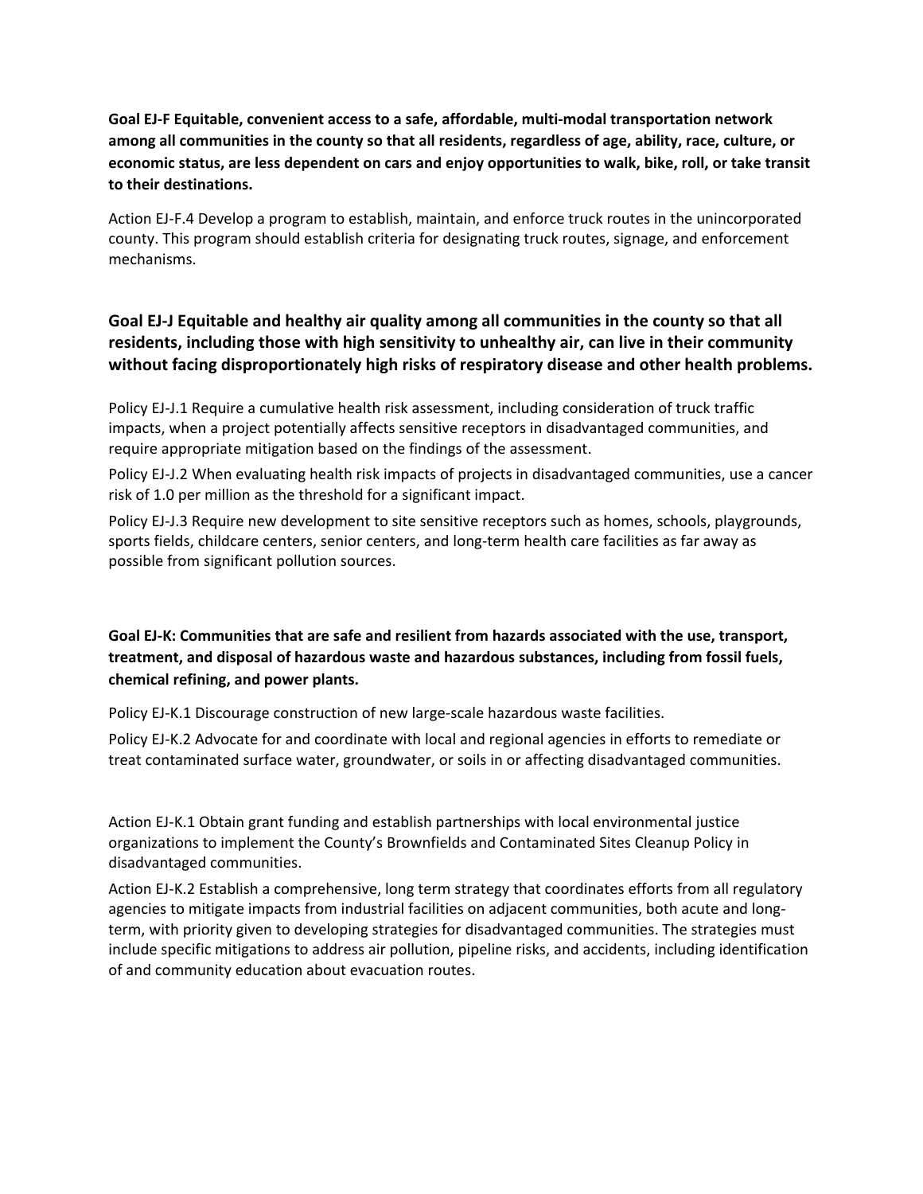**Goal EJ-F Equitable, convenient access to a safe, affordable, multi-modal transportation network among all communities in the county so that all residents, regardless of age, ability, race, culture, or economic status, are less dependent on cars and enjoy opportunities to walk, bike, roll, or take transit to their destinations.**

Action EJ-F.4 Develop a program to establish, maintain, and enforce truck routes in the unincorporated county. This program should establish criteria for designating truck routes, signage, and enforcement mechanisms.

## Goal EJ-J Equitable and healthy air quality among all communities in the county so that all residents, including those with high sensitivity to unhealthy air, can live in their community without facing disproportionately high risks of respiratory disease and other health problems.

Policy EJ-J.1 Require a cumulative health risk assessment, including consideration of truck traffic impacts, when a project potentially affects sensitive receptors in disadvantaged communities, and require appropriate mitigation based on the findings of the assessment.

Policy EJ-J.2 When evaluating health risk impacts of projects in disadvantaged communities, use a cancer risk of 1.0 per million as the threshold for a significant impact.

Policy EJ-J.3 Require new development to site sensitive receptors such as homes, schools, playgrounds, sports fields, childcare centers, senior centers, and long-term health care facilities as far away as possible from significant pollution sources.

**Goal EJ-K: Communities that are safe and resilient from hazards associated with the use, transport, treatment, and disposal of hazardous waste and hazardous substances, including from fossil fuels, chemical refining, and power plants.**

Policy EJ-K.1 Discourage construction of new large-scale hazardous waste facilities.

Policy EJ-K.2 Advocate for and coordinate with local and regional agencies in efforts to remediate or treat contaminated surface water, groundwater, or soils in or affecting disadvantaged communities.

Action EJ-K.1 Obtain grant funding and establish partnerships with local environmental justice organizations to implement the County's Brownfields and Contaminated Sites Cleanup Policy in disadvantaged communities.

Action EJ-K.2 Establish a comprehensive, long term strategy that coordinates efforts from all regulatory agencies to mitigate impacts from industrial facilities on adjacent communities, both acute and long-term, with priority given to developing strategies for disadvantaged communities. The strategies must include specific mitigations to address air pollution, pipeline risks, and accidents, including identification of and community education about evacuation routes.